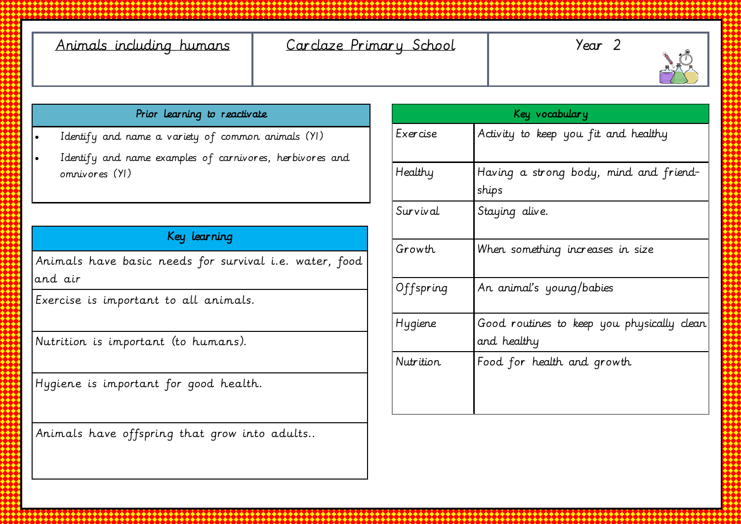| Animals including humans | Carclaze Primary School | Year 2 |
| --- | --- | --- |

## Prior learning to reactivate

- Identify and name a variety of common animals (Y1)
- Identify and name examples of carnivores, herbivores and omnivores (Y1)

## Key learning

| Key learning |
| --- |
| Animals have basic needs for survival i.e. water, food and air |
| Exercise is important to all animals. |
| Nutrition is important (to humans). |
| Hygiene is important for good health. |
| Animals have offspring that grow into adults.. |

## Key vocabulary

| Key vocabulary | |
| --- | --- |
| Exercise | Activity to keep you fit and healthy |
| Healthy | Having a strong body, mind and friend-ships |
| Survival | Staying alive. |
| Growth | When something increases in size |
| Offspring | An animal's young/babies |
| Hygiene | Good routines to keep you physically clean and healthy |
| Nutrition | Food for health and growth |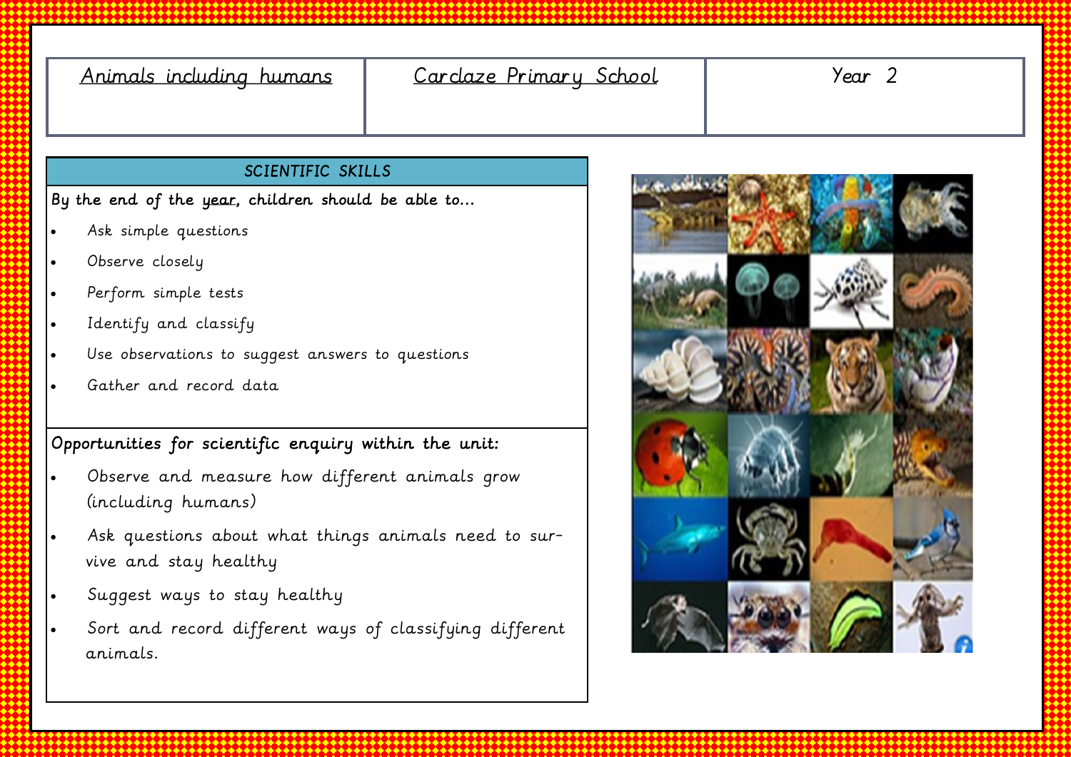| Animals including humans | Carclaze Primary School | Year 2 |
| --- | --- | --- |

## SCIENTIFIC SKILLS

By the end of the year, children should be able to…

- Ask simple questions
- Observe closely
- Perform simple tests
- Identify and classify
- Use observations to suggest answers to questions
- Gather and record data

Opportunities for scientific enquiry within the unit:

- Observe and measure how different animals grow (including humans)
- Ask questions about what things animals need to survive and stay healthy
- Suggest ways to stay healthy
- Sort and record different ways of classifying different animals.